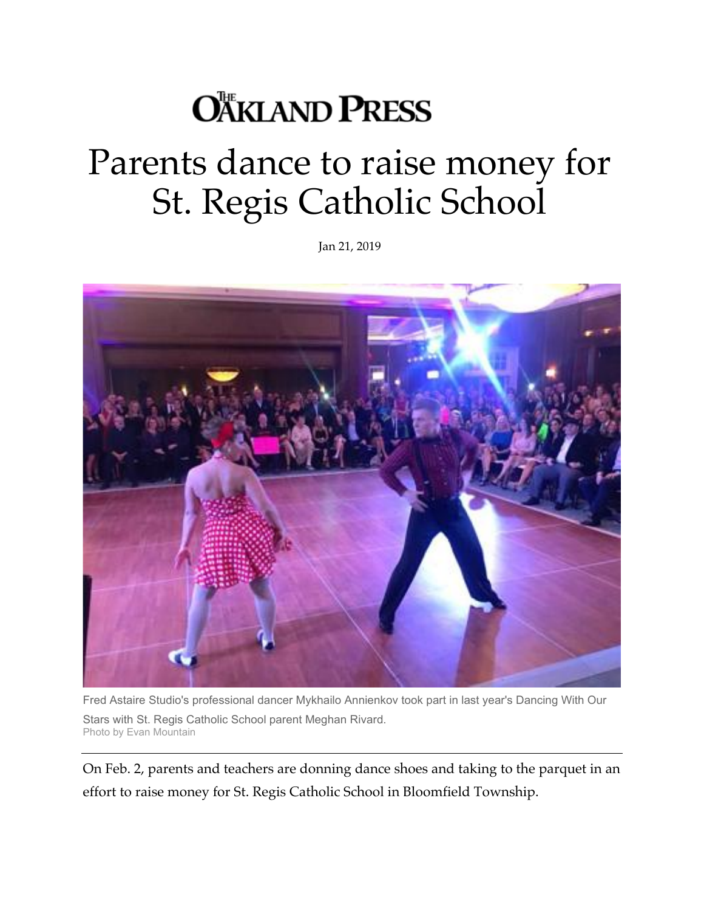THE OAKLAND PRESS

# Parents dance to raise money for St. Regis Catholic School

Jan 21, 2019

Fred Astaire Studio's professional dancer Mykhailo Annienkov took part in last year's Dancing With Our Stars with St. Regis Catholic School parent Meghan Rivard.
Photo by Evan Mountain

On Feb. 2, parents and teachers are donning dance shoes and taking to the parquet in an effort to raise money for St. Regis Catholic School in Bloomfield Township.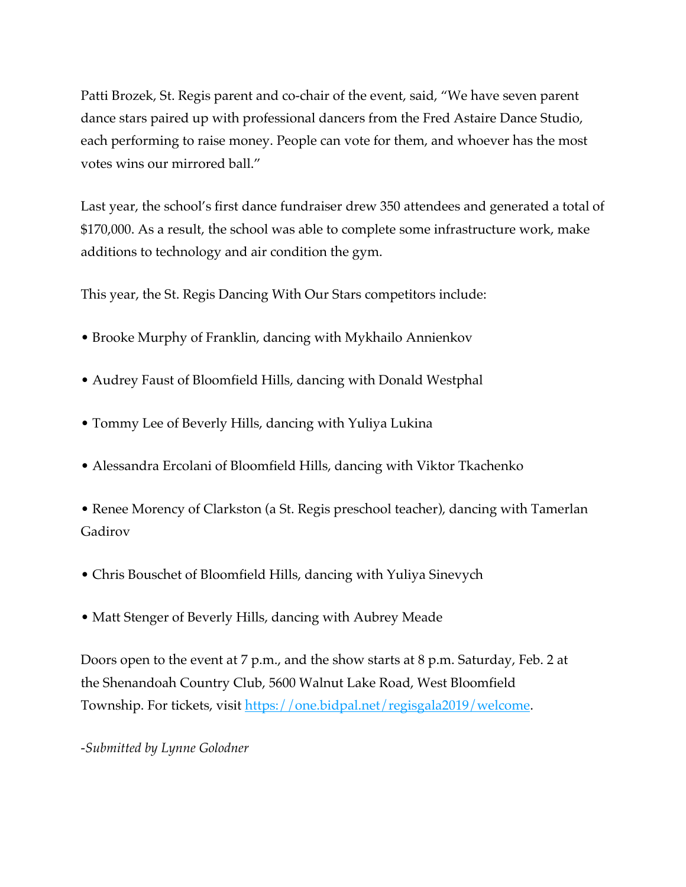Patti Brozek, St. Regis parent and co-chair of the event, said, "We have seven parent dance stars paired up with professional dancers from the Fred Astaire Dance Studio, each performing to raise money. People can vote for them, and whoever has the most votes wins our mirrored ball."

Last year, the school's first dance fundraiser drew 350 attendees and generated a total of $170,000. As a result, the school was able to complete some infrastructure work, make additions to technology and air condition the gym.

This year, the St. Regis Dancing With Our Stars competitors include:

- Brooke Murphy of Franklin, dancing with Mykhailo Annienkov
- Audrey Faust of Bloomfield Hills, dancing with Donald Westphal
- Tommy Lee of Beverly Hills, dancing with Yuliya Lukina
- Alessandra Ercolani of Bloomfield Hills, dancing with Viktor Tkachenko
- Renee Morency of Clarkston (a St. Regis preschool teacher), dancing with Tamerlan Gadirov
- Chris Bouschet of Bloomfield Hills, dancing with Yuliya Sinevych
- Matt Stenger of Beverly Hills, dancing with Aubrey Meade

Doors open to the event at 7 p.m., and the show starts at 8 p.m. Saturday, Feb. 2 at the Shenandoah Country Club, 5600 Walnut Lake Road, West Bloomfield Township. For tickets, visit [https://one.bidpal.net/regisgala2019/welcome](https://one.bidpal.net/regisgala2019/welcome).

-*Submitted by Lynne Golodner*